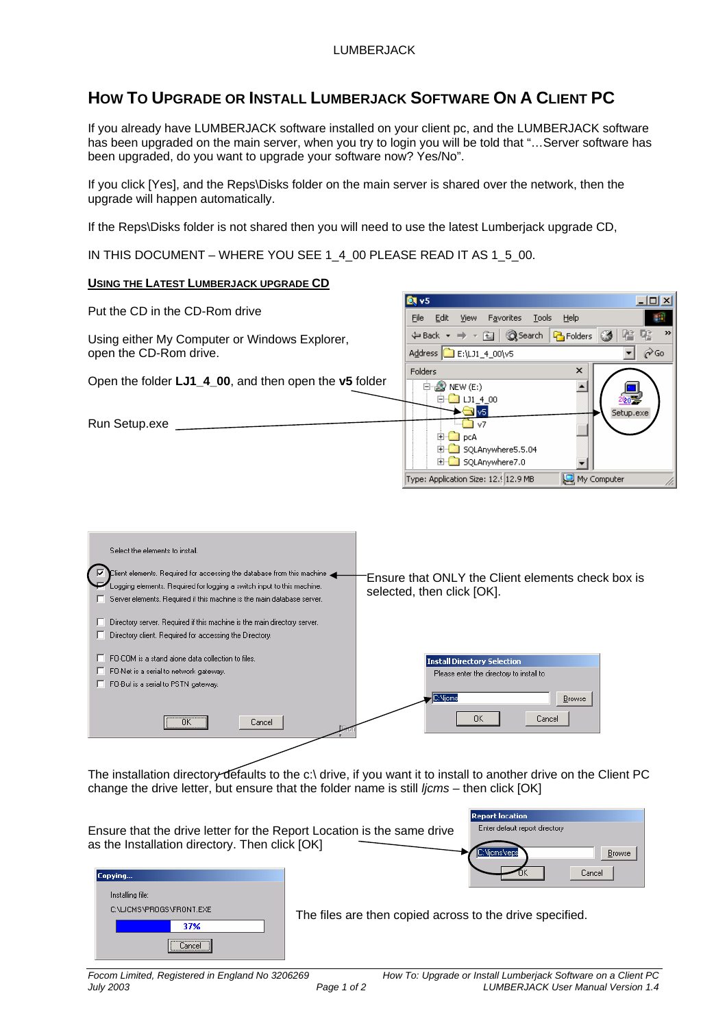# How To Upgrade or Install Lumberjack Software On A Client PC

If you already have LUMBERJACK software installed on your client pc, and the LUMBERJACK software has been upgraded on the main server, when you try to login you will be told that "…Server software has been upgraded, do you want to upgrade your software now? Yes/No".

If you click [Yes], and the Reps\Disks folder on the main server is shared over the network, then the upgrade will happen automatically.

If the Reps\Disks folder is not shared then you will need to use the latest Lumberjack upgrade CD,

IN THIS DOCUMENT – WHERE YOU SEE 1_4_00 PLEASE READ IT AS 1_5_00.

## Using the Latest Lumberjack Upgrade CD

Put the CD in the CD-Rom drive

Using either My Computer or Windows Explorer, open the CD-Rom drive.

Open the folder **LJ1_4_00**, and then open the **v5** folder

Run Setup.exe

Ensure that ONLY the Client elements check box is selected, then click [OK].

The installation directory defaults to the c:\ drive, if you want it to install to another drive on the Client PC change the drive letter, but ensure that the folder name is still *ljcms* – then click [OK]

Ensure that the drive letter for the Report Location is the same drive as the Installation directory. Then click [OK]

The files are then copied across to the drive specified.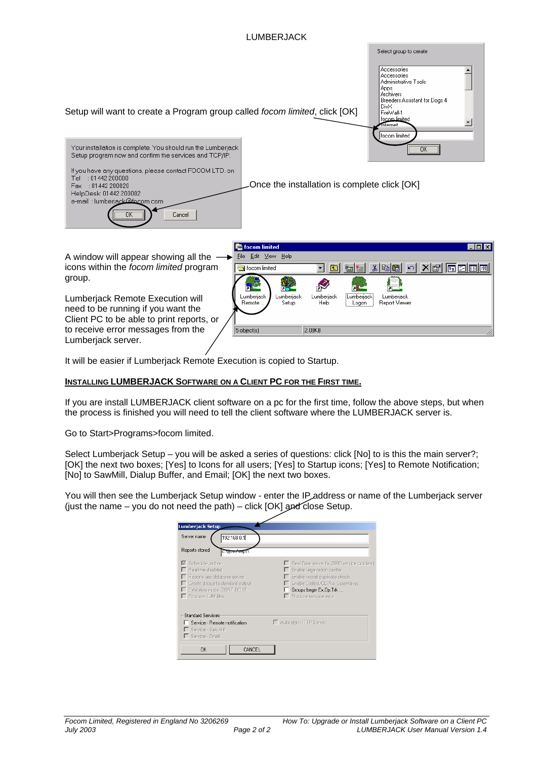LUMBERJACK

Setup will want to create a Program group called *focom limited*, click [OK]

Once the installation is complete click [OK]

A window will appear showing all the icons within the *focom limited* program group.

Lumberjack Remote Execution will need to be running if you want the Client PC to be able to print reports, or to receive error messages from the Lumberjack server.

It will be easier if Lumberjack Remote Execution is copied to Startup.

## INSTALLING LUMBERJACK SOFTWARE ON A CLIENT PC FOR THE FIRST TIME.

If you are install LUMBERJACK client software on a pc for the first time, follow the above steps, but when the process is finished you will need to tell the client software where the LUMBERJACK server is.

Go to Start>Programs>focom limited.

Select Lumberjack Setup – you will be asked a series of questions: click [No] to is this the main server?; [OK] the next two boxes; [Yes] to Icons for all users; [Yes] to Startup icons; [Yes] to Remote Notification; [No] to SawMill, Dialup Buffer, and Email; [OK] the next two boxes.

You will then see the Lumberjack Setup window - enter the IP address or name of the Lumberjack server (just the name – you do not need the path) – click [OK] and close Setup.